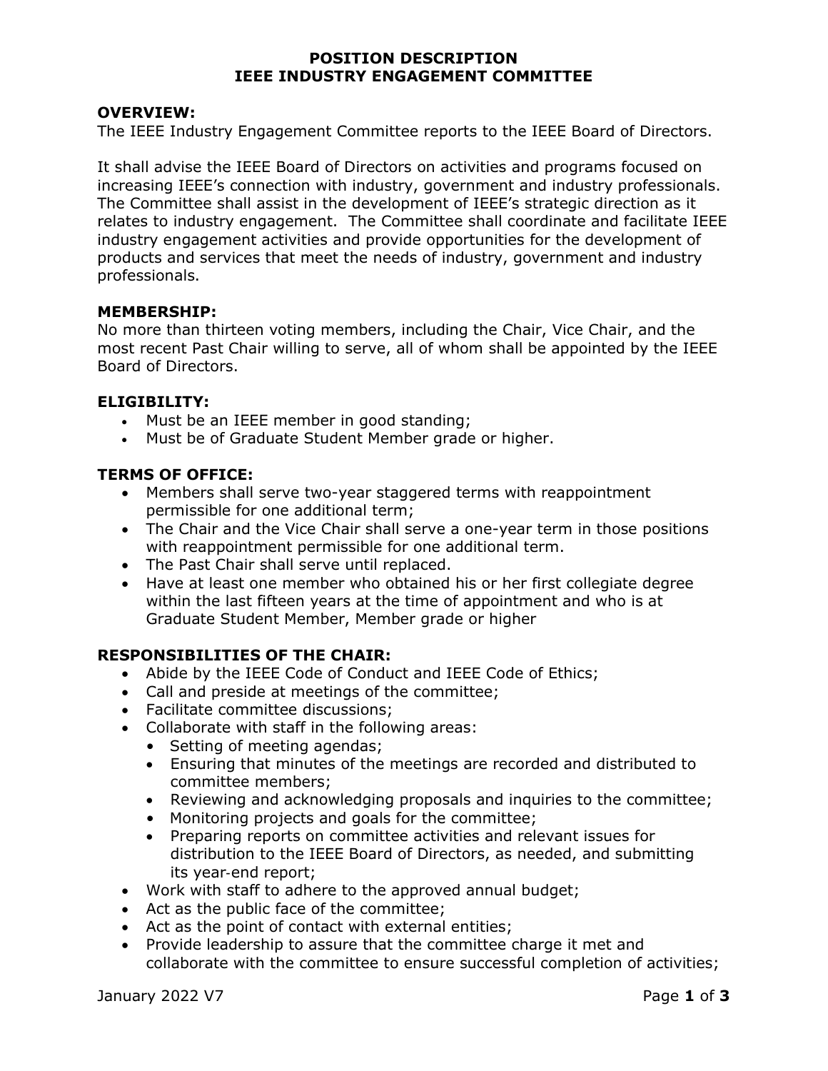# POSITION DESCRIPTION
# IEEE INDUSTRY ENGAGEMENT COMMITTEE

## OVERVIEW:

The IEEE Industry Engagement Committee reports to the IEEE Board of Directors.

It shall advise the IEEE Board of Directors on activities and programs focused on increasing IEEE's connection with industry, government and industry professionals. The Committee shall assist in the development of IEEE's strategic direction as it relates to industry engagement. The Committee shall coordinate and facilitate IEEE industry engagement activities and provide opportunities for the development of products and services that meet the needs of industry, government and industry professionals.

## MEMBERSHIP:

No more than thirteen voting members, including the Chair, Vice Chair, and the most recent Past Chair willing to serve, all of whom shall be appointed by the IEEE Board of Directors.

## ELIGIBILITY:

- Must be an IEEE member in good standing;
- Must be of Graduate Student Member grade or higher.

## TERMS OF OFFICE:

- Members shall serve two-year staggered terms with reappointment permissible for one additional term;
- The Chair and the Vice Chair shall serve a one-year term in those positions with reappointment permissible for one additional term.
- The Past Chair shall serve until replaced.
- Have at least one member who obtained his or her first collegiate degree within the last fifteen years at the time of appointment and who is at Graduate Student Member, Member grade or higher

## RESPONSIBILITIES OF THE CHAIR:

- Abide by the IEEE Code of Conduct and IEEE Code of Ethics;
- Call and preside at meetings of the committee;
- Facilitate committee discussions;
- Collaborate with staff in the following areas:
  - Setting of meeting agendas;
  - Ensuring that minutes of the meetings are recorded and distributed to committee members;
  - Reviewing and acknowledging proposals and inquiries to the committee;
  - Monitoring projects and goals for the committee;
  - Preparing reports on committee activities and relevant issues for distribution to the IEEE Board of Directors, as needed, and submitting its year-end report;
- Work with staff to adhere to the approved annual budget;
- Act as the public face of the committee;
- Act as the point of contact with external entities;
- Provide leadership to assure that the committee charge it met and collaborate with the committee to ensure successful completion of activities;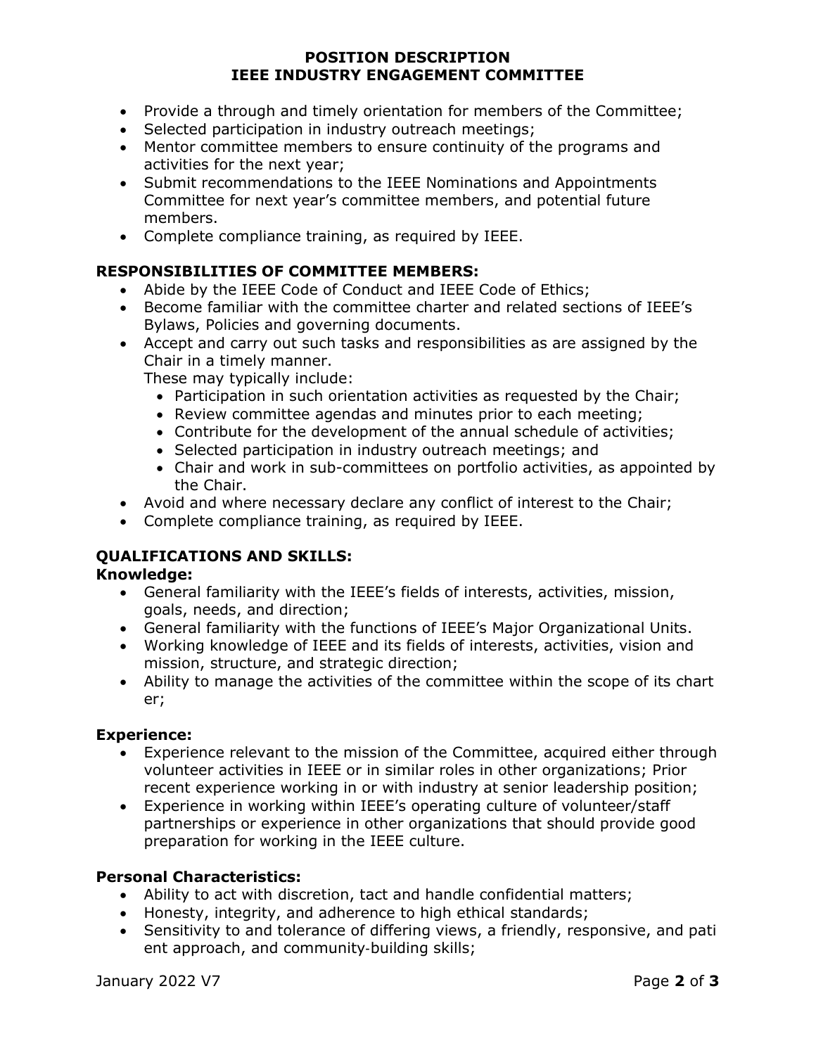- Provide a through and timely orientation for members of the Committee;
- Selected participation in industry outreach meetings;
- Mentor committee members to ensure continuity of the programs and activities for the next year;
- Submit recommendations to the IEEE Nominations and Appointments Committee for next year's committee members, and potential future members.
- Complete compliance training, as required by IEEE.

## RESPONSIBILITIES OF COMMITTEE MEMBERS:

- Abide by the IEEE Code of Conduct and IEEE Code of Ethics;
- Become familiar with the committee charter and related sections of IEEE's Bylaws, Policies and governing documents.
- Accept and carry out such tasks and responsibilities as are assigned by the Chair in a timely manner.
  These may typically include:
  - Participation in such orientation activities as requested by the Chair;
  - Review committee agendas and minutes prior to each meeting;
  - Contribute for the development of the annual schedule of activities;
  - Selected participation in industry outreach meetings; and
  - Chair and work in sub-committees on portfolio activities, as appointed by the Chair.
- Avoid and where necessary declare any conflict of interest to the Chair;
- Complete compliance training, as required by IEEE.

## QUALIFICATIONS AND SKILLS:

### Knowledge:

- General familiarity with the IEEE's fields of interests, activities, mission, goals, needs, and direction;
- General familiarity with the functions of IEEE's Major Organizational Units.
- Working knowledge of IEEE and its fields of interests, activities, vision and mission, structure, and strategic direction;
- Ability to manage the activities of the committee within the scope of its chart er;

### Experience:

- Experience relevant to the mission of the Committee, acquired either through volunteer activities in IEEE or in similar roles in other organizations; Prior recent experience working in or with industry at senior leadership position;
- Experience in working within IEEE's operating culture of volunteer/staff partnerships or experience in other organizations that should provide good preparation for working in the IEEE culture.

### Personal Characteristics:

- Ability to act with discretion, tact and handle confidential matters;
- Honesty, integrity, and adherence to high ethical standards;
- Sensitivity to and tolerance of differing views, a friendly, responsive, and pati ent approach, and community-building skills;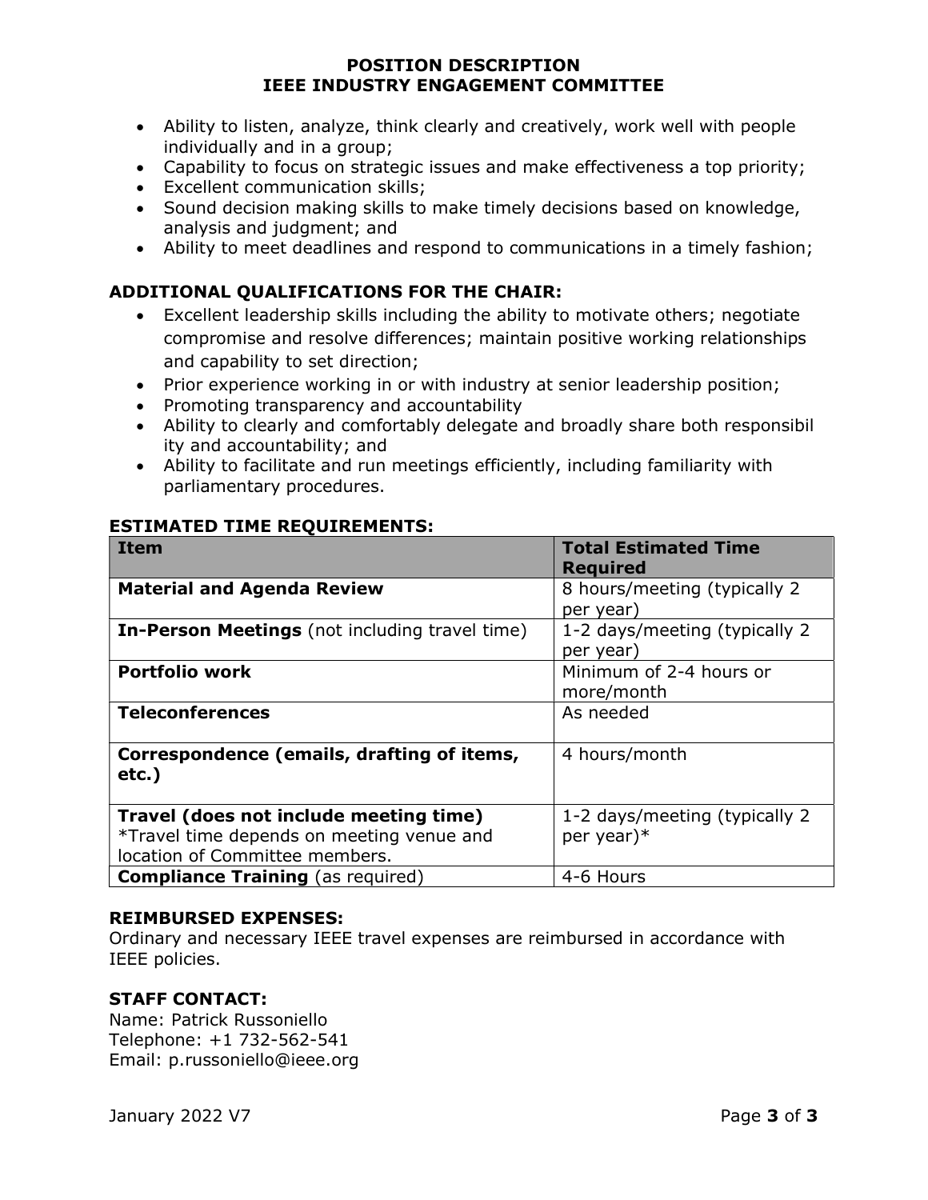- Ability to listen, analyze, think clearly and creatively, work well with people individually and in a group;
- Capability to focus on strategic issues and make effectiveness a top priority;
- Excellent communication skills;
- Sound decision making skills to make timely decisions based on knowledge, analysis and judgment; and
- Ability to meet deadlines and respond to communications in a timely fashion;

## ADDITIONAL QUALIFICATIONS FOR THE CHAIR:

- Excellent leadership skills including the ability to motivate others; negotiate compromise and resolve differences; maintain positive working relationships and capability to set direction;
- Prior experience working in or with industry at senior leadership position;
- Promoting transparency and accountability
- Ability to clearly and comfortably delegate and broadly share both responsibil ity and accountability; and
- Ability to facilitate and run meetings efficiently, including familiarity with parliamentary procedures.

## ESTIMATED TIME REQUIREMENTS:

| Item | Total Estimated Time Required |
|---|---|
| **Material and Agenda Review** | 8 hours/meeting (typically 2 per year) |
| **In-Person Meetings** (not including travel time) | 1-2 days/meeting (typically 2 per year) |
| **Portfolio work** | Minimum of 2-4 hours or more/month |
| **Teleconferences** | As needed |
| **Correspondence (emails, drafting of items, etc.)** | 4 hours/month |
| **Travel (does not include meeting time)** *Travel time depends on meeting venue and location of Committee members. | 1-2 days/meeting (typically 2 per year)* |
| **Compliance Training** (as required) | 4-6 Hours |

## REIMBURSED EXPENSES:

Ordinary and necessary IEEE travel expenses are reimbursed in accordance with IEEE policies.

## STAFF CONTACT:

Name: Patrick Russoniello
Telephone: +1 732-562-541
Email: p.russoniello@ieee.org